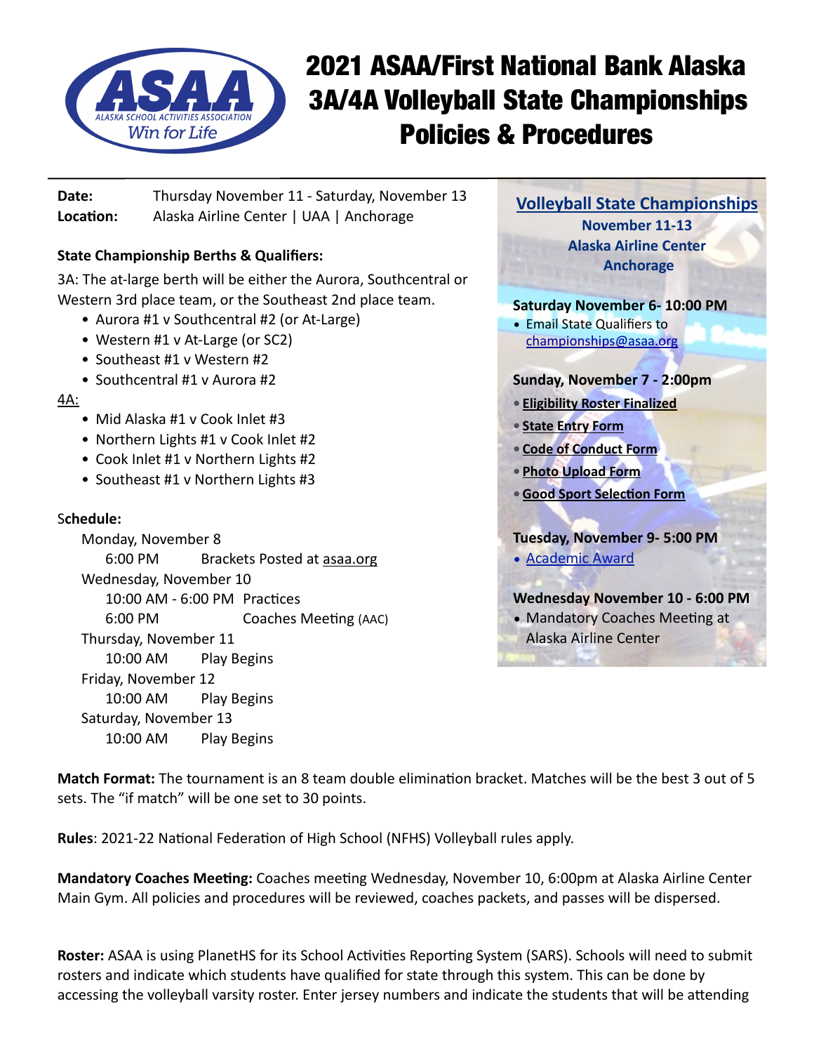# 2021 ASAA/First National Bank Alaska 3A/4A Volleyball State Championships Policies & Procedures

**Date:** Thursday November 11 - Saturday, November 13
**Location:** Alaska Airline Center | UAA | Anchorage

**State Championship Berths & Qualifiers:**

3A: The at-large berth will be either the Aurora, Southcentral or Western 3rd place team, or the Southeast 2nd place team.

- Aurora #1 v Southcentral #2 (or At-Large)
- Western #1 v At-Large (or SC2)
- Southeast #1 v Western #2
- Southcentral #1 v Aurora #2

4A:

- Mid Alaska #1 v Cook Inlet #3
- Northern Lights #1 v Cook Inlet #2
- Cook Inlet #1 v Northern Lights #2
- Southeast #1 v Northern Lights #3

**Schedule:**

Monday, November 8
- 6:00 PM Brackets Posted at asaa.org

Wednesday, November 10
- 10:00 AM - 6:00 PM Practices
- 6:00 PM Coaches Meeting (AAC)

Thursday, November 11
- 10:00 AM Play Begins

Friday, November 12
- 10:00 AM Play Begins

Saturday, November 13
- 10:00 AM Play Begins

## Volleyball State Championships

**November 11-13**
**Alaska Airline Center**
**Anchorage**

**Saturday November 6- 10:00 PM**
- Email State Qualifiers to championships@asaa.org

**Sunday, November 7 - 2:00pm**
- **Eligibility Roster Finalized**
- **State Entry Form**
- **Code of Conduct Form**
- **Photo Upload Form**
- **Good Sport Selection Form**

**Tuesday, November 9- 5:00 PM**
- Academic Award

**Wednesday November 10 - 6:00 PM**
- Mandatory Coaches Meeting at Alaska Airline Center

**Match Format:** The tournament is an 8 team double elimination bracket. Matches will be the best 3 out of 5 sets. The "if match" will be one set to 30 points.

**Rules**: 2021-22 National Federation of High School (NFHS) Volleyball rules apply.

**Mandatory Coaches Meeting:** Coaches meeting Wednesday, November 10, 6:00pm at Alaska Airline Center Main Gym. All policies and procedures will be reviewed, coaches packets, and passes will be dispersed.

**Roster:** ASAA is using PlanetHS for its School Activities Reporting System (SARS). Schools will need to submit rosters and indicate which students have qualified for state through this system. This can be done by accessing the volleyball varsity roster. Enter jersey numbers and indicate the students that will be attending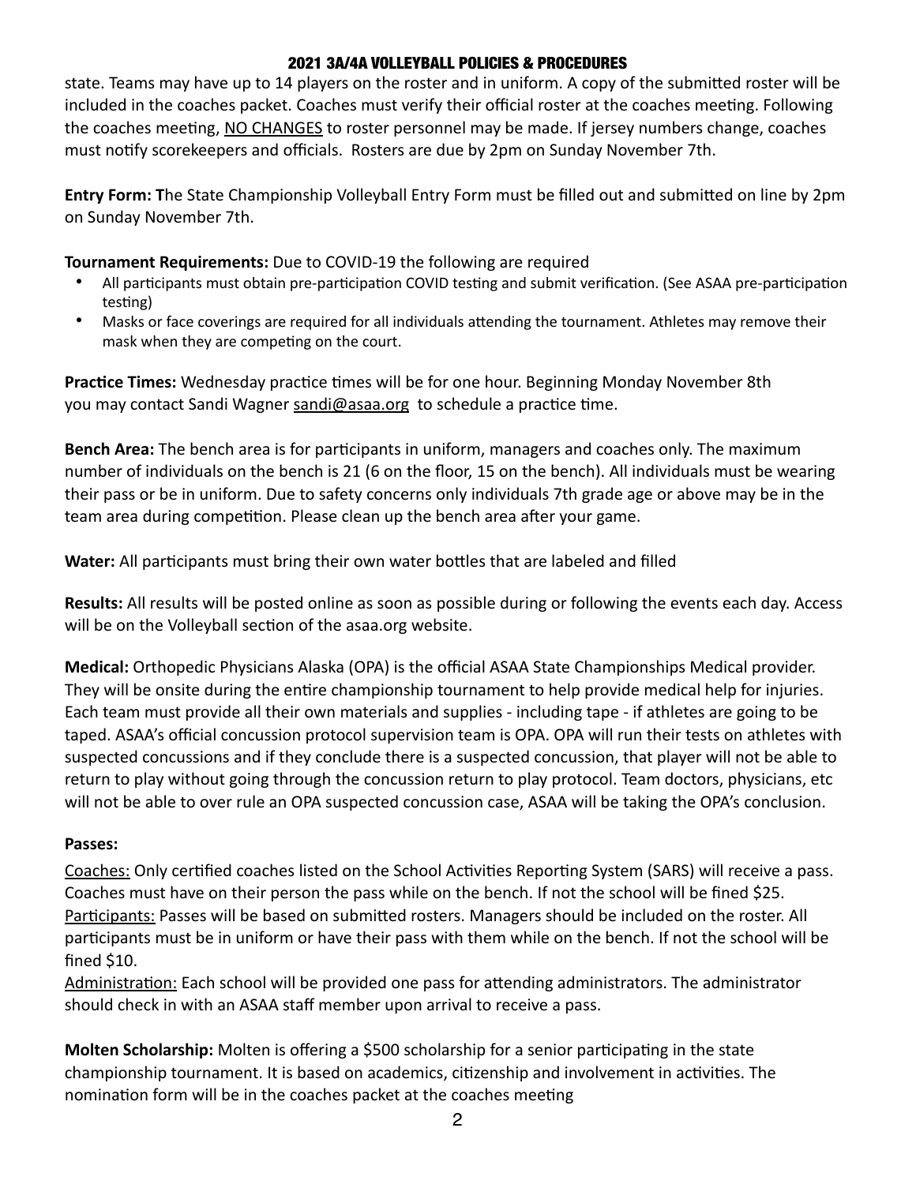state. Teams may have up to 14 players on the roster and in uniform. A copy of the submitted roster will be included in the coaches packet. Coaches must verify their official roster at the coaches meeting. Following the coaches meeting, NO CHANGES to roster personnel may be made. If jersey numbers change, coaches must notify scorekeepers and officials. Rosters are due by 2pm on Sunday November 7th.

**Entry Form: T**he State Championship Volleyball Entry Form must be filled out and submitted on line by 2pm on Sunday November 7th.

**Tournament Requirements:** Due to COVID-19 the following are required

- All participants must obtain pre-participation COVID testing and submit verification. (See ASAA pre-participation testing)
- Masks or face coverings are required for all individuals attending the tournament. Athletes may remove their mask when they are competing on the court.

**Practice Times:** Wednesday practice times will be for one hour. Beginning Monday November 8th you may contact Sandi Wagner sandi@asaa.org to schedule a practice time.

**Bench Area:** The bench area is for participants in uniform, managers and coaches only. The maximum number of individuals on the bench is 21 (6 on the floor, 15 on the bench). All individuals must be wearing their pass or be in uniform. Due to safety concerns only individuals 7th grade age or above may be in the team area during competition. Please clean up the bench area after your game.

**Water:** All participants must bring their own water bottles that are labeled and filled

**Results:** All results will be posted online as soon as possible during or following the events each day. Access will be on the Volleyball section of the asaa.org website.

**Medical:** Orthopedic Physicians Alaska (OPA) is the official ASAA State Championships Medical provider. They will be onsite during the entire championship tournament to help provide medical help for injuries. Each team must provide all their own materials and supplies - including tape - if athletes are going to be taped. ASAA's official concussion protocol supervision team is OPA. OPA will run their tests on athletes with suspected concussions and if they conclude there is a suspected concussion, that player will not be able to return to play without going through the concussion return to play protocol. Team doctors, physicians, etc will not be able to over rule an OPA suspected concussion case, ASAA will be taking the OPA's conclusion.

**Passes:**

Coaches: Only certified coaches listed on the School Activities Reporting System (SARS) will receive a pass. Coaches must have on their person the pass while on the bench. If not the school will be fined $25.
Participants: Passes will be based on submitted rosters. Managers should be included on the roster. All participants must be in uniform or have their pass with them while on the bench. If not the school will be fined $10.
Administration: Each school will be provided one pass for attending administrators. The administrator should check in with an ASAA staff member upon arrival to receive a pass.

**Molten Scholarship:** Molten is offering a $500 scholarship for a senior participating in the state championship tournament. It is based on academics, citizenship and involvement in activities. The nomination form will be in the coaches packet at the coaches meeting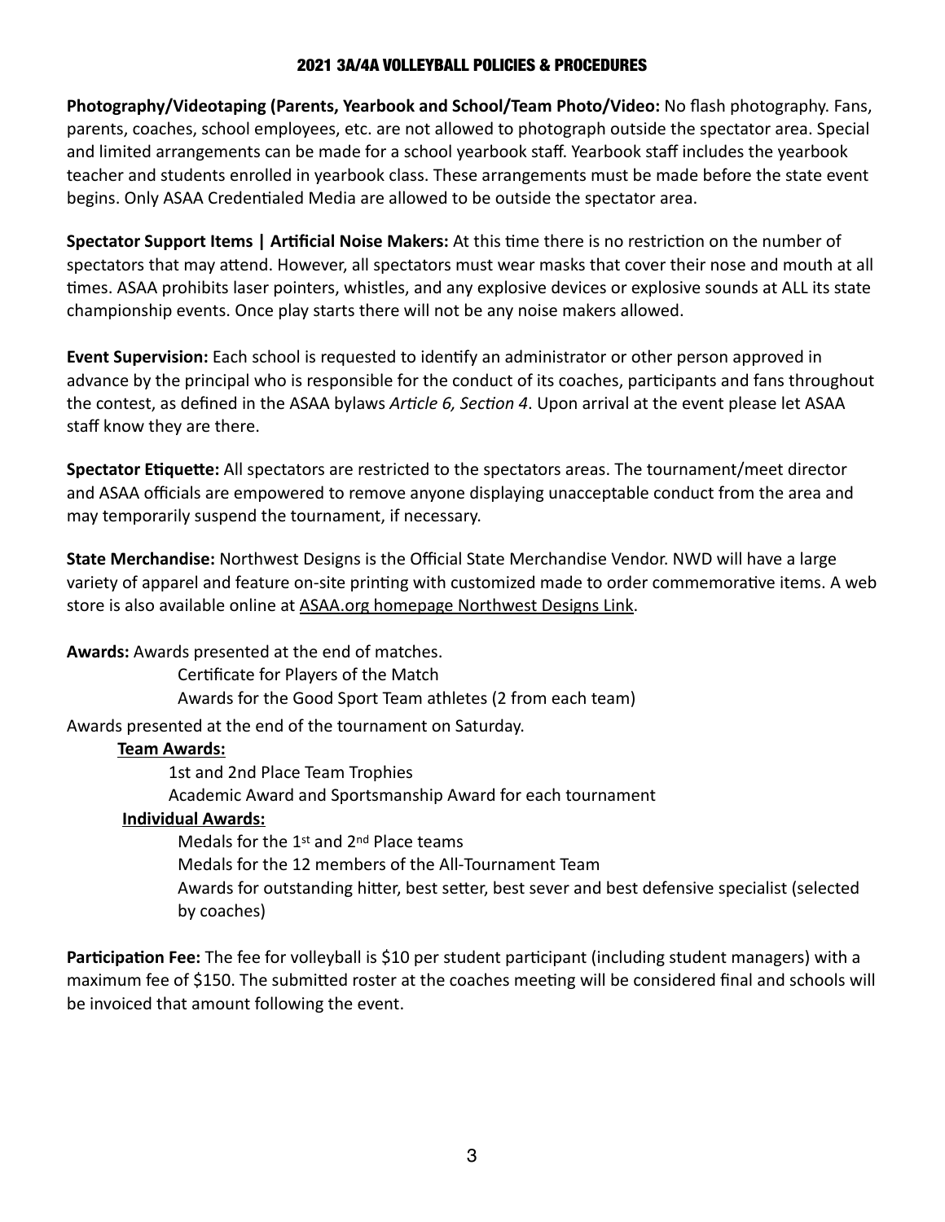# 2021 3A/4A VOLLEYBALL POLICIES & PROCEDURES

**Photography/Videotaping (Parents, Yearbook and School/Team Photo/Video:** No flash photography. Fans, parents, coaches, school employees, etc. are not allowed to photograph outside the spectator area. Special and limited arrangements can be made for a school yearbook staff. Yearbook staff includes the yearbook teacher and students enrolled in yearbook class. These arrangements must be made before the state event begins. Only ASAA Credentialed Media are allowed to be outside the spectator area.

**Spectator Support Items | Artificial Noise Makers:** At this time there is no restriction on the number of spectators that may attend. However, all spectators must wear masks that cover their nose and mouth at all times. ASAA prohibits laser pointers, whistles, and any explosive devices or explosive sounds at ALL its state championship events. Once play starts there will not be any noise makers allowed.

**Event Supervision:** Each school is requested to identify an administrator or other person approved in advance by the principal who is responsible for the conduct of its coaches, participants and fans throughout the contest, as defined in the ASAA bylaws *Article 6, Section 4*. Upon arrival at the event please let ASAA staff know they are there.

**Spectator Etiquette:** All spectators are restricted to the spectators areas. The tournament/meet director and ASAA officials are empowered to remove anyone displaying unacceptable conduct from the area and may temporarily suspend the tournament, if necessary.

**State Merchandise:** Northwest Designs is the Official State Merchandise Vendor. NWD will have a large variety of apparel and feature on-site printing with customized made to order commemorative items. A web store is also available online at ASAA.org homepage Northwest Designs Link.

**Awards:** Awards presented at the end of matches.

- Certificate for Players of the Match
- Awards for the Good Sport Team athletes (2 from each team)

Awards presented at the end of the tournament on Saturday.

**Team Awards:**

- 1st and 2nd Place Team Trophies
- Academic Award and Sportsmanship Award for each tournament

**Individual Awards:**

- Medals for the 1st and 2nd Place teams
- Medals for the 12 members of the All-Tournament Team
- Awards for outstanding hitter, best setter, best sever and best defensive specialist (selected by coaches)

**Participation Fee:** The fee for volleyball is $10 per student participant (including student managers) with a maximum fee of $150. The submitted roster at the coaches meeting will be considered final and schools will be invoiced that amount following the event.